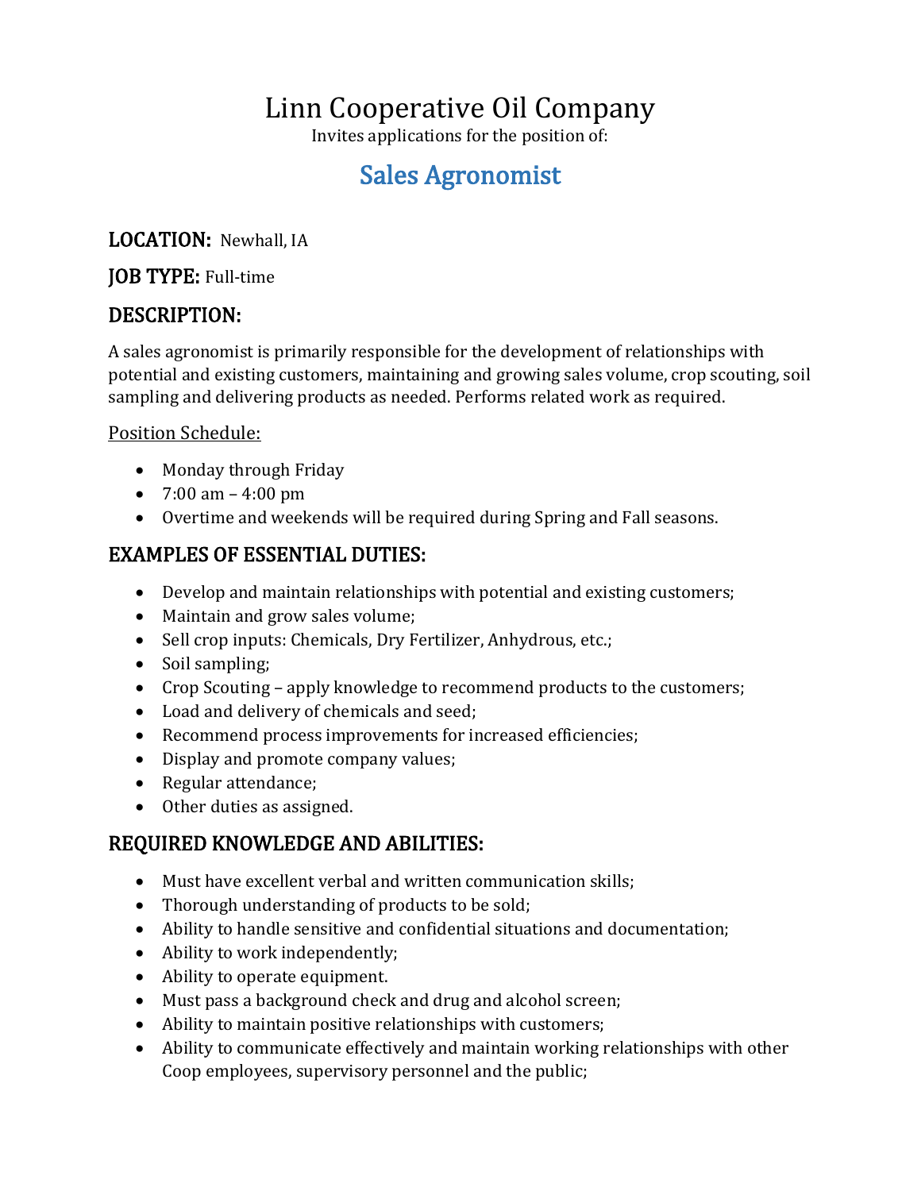# Linn Cooperative Oil Company

Invites applications for the position of:

## Sales Agronomist

### LOCATION: Newhall, IA

### JOB TYPE: Full-time

### DESCRIPTION:

A sales agronomist is primarily responsible for the development of relationships with potential and existing customers, maintaining and growing sales volume, crop scouting, soil sampling and delivering products as needed. Performs related work as required.

Position Schedule:

- Monday through Friday
- 7:00 am – 4:00 pm
- Overtime and weekends will be required during Spring and Fall seasons.

### EXAMPLES OF ESSENTIAL DUTIES:

- Develop and maintain relationships with potential and existing customers;
- Maintain and grow sales volume;
- Sell crop inputs: Chemicals, Dry Fertilizer, Anhydrous, etc.;
- Soil sampling;
- Crop Scouting – apply knowledge to recommend products to the customers;
- Load and delivery of chemicals and seed;
- Recommend process improvements for increased efficiencies;
- Display and promote company values;
- Regular attendance;
- Other duties as assigned.

### REQUIRED KNOWLEDGE AND ABILITIES:

- Must have excellent verbal and written communication skills;
- Thorough understanding of products to be sold;
- Ability to handle sensitive and confidential situations and documentation;
- Ability to work independently;
- Ability to operate equipment.
- Must pass a background check and drug and alcohol screen;
- Ability to maintain positive relationships with customers;
- Ability to communicate effectively and maintain working relationships with other Coop employees, supervisory personnel and the public;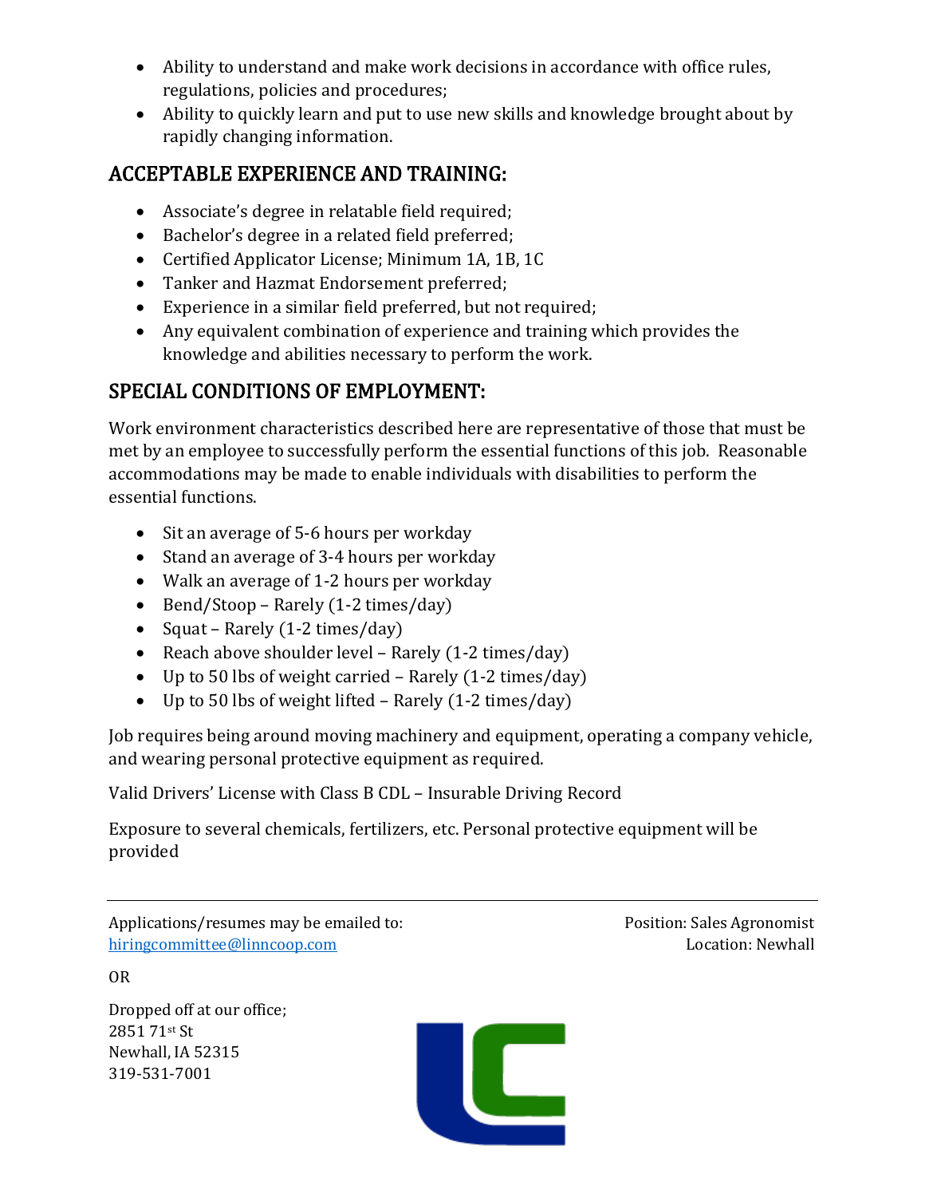- Ability to understand and make work decisions in accordance with office rules, regulations, policies and procedures;
- Ability to quickly learn and put to use new skills and knowledge brought about by rapidly changing information.

## ACCEPTABLE EXPERIENCE AND TRAINING:

- Associate's degree in relatable field required;
- Bachelor's degree in a related field preferred;
- Certified Applicator License; Minimum 1A, 1B, 1C
- Tanker and Hazmat Endorsement preferred;
- Experience in a similar field preferred, but not required;
- Any equivalent combination of experience and training which provides the knowledge and abilities necessary to perform the work.

## SPECIAL CONDITIONS OF EMPLOYMENT:

Work environment characteristics described here are representative of those that must be met by an employee to successfully perform the essential functions of this job. Reasonable accommodations may be made to enable individuals with disabilities to perform the essential functions.

- Sit an average of 5-6 hours per workday
- Stand an average of 3-4 hours per workday
- Walk an average of 1-2 hours per workday
- Bend/Stoop – Rarely (1-2 times/day)
- Squat – Rarely (1-2 times/day)
- Reach above shoulder level – Rarely (1-2 times/day)
- Up to 50 lbs of weight carried – Rarely (1-2 times/day)
- Up to 50 lbs of weight lifted – Rarely (1-2 times/day)

Job requires being around moving machinery and equipment, operating a company vehicle, and wearing personal protective equipment as required.

Valid Drivers' License with Class B CDL – Insurable Driving Record

Exposure to several chemicals, fertilizers, etc. Personal protective equipment will be provided

---

Applications/resumes may be emailed to:
hiringcommittee@linncoop.com

Position: Sales Agronomist
Location: Newhall

OR

Dropped off at our office;
2851 71st St
Newhall, IA 52315
319-531-7001